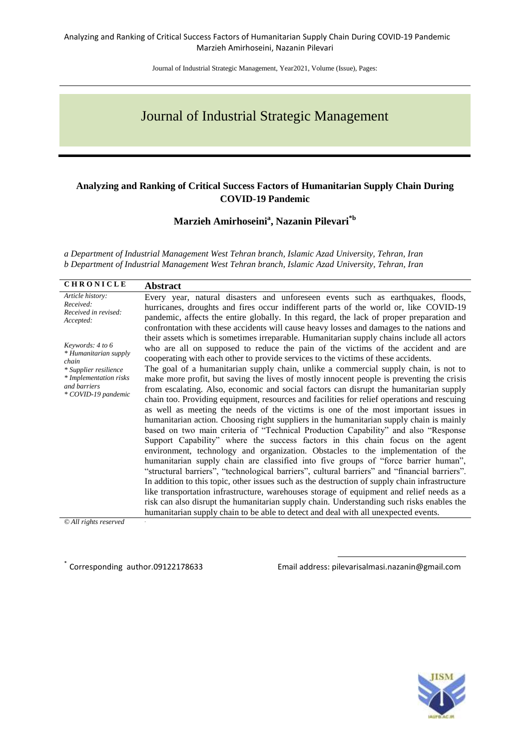# Journal of Industrial Strategic Management

## Analyzing and Ranking of Critical Success Factors of Humanitarian Supply Chain During COVID-19 Pandemic

**Marzieh Amirhoseini[a], Nazanin Pilevari[*b]**

*a Department of Industrial Management West Tehran branch, Islamic Azad University, Tehran, Iran*
*b Department of Industrial Management West Tehran branch, Islamic Azad University, Tehran, Iran*

**CHRONICLE**

*Article history:*
*Received:*
*Received in revised:*
*Accepted:*

*Keywords: 4 to 6*
*\* Humanitarian supply chain*
*\* Supplier resilience*
*\* Implementation risks and barriers*
*\* COVID-19 pandemic*

*© All rights reserved*

**Abstract**

Every year, natural disasters and unforeseen events such as earthquakes, floods, hurricanes, droughts and fires occur indifferent parts of the world or, like COVID-19 pandemic, affects the entire globally. In this regard, the lack of proper preparation and confrontation with these accidents will cause heavy losses and damages to the nations and their assets which is sometimes irreparable. Humanitarian supply chains include all actors who are all on supposed to reduce the pain of the victims of the accident and are cooperating with each other to provide services to the victims of these accidents.
The goal of a humanitarian supply chain, unlike a commercial supply chain, is not to make more profit, but saving the lives of mostly innocent people is preventing the crisis from escalating. Also, economic and social factors can disrupt the humanitarian supply chain too. Providing equipment, resources and facilities for relief operations and rescuing as well as meeting the needs of the victims is one of the most important issues in humanitarian action. Choosing right suppliers in the humanitarian supply chain is mainly based on two main criteria of "Technical Production Capability" and also "Response Support Capability" where the success factors in this chain focus on the agent environment, technology and organization. Obstacles to the implementation of the humanitarian supply chain are classified into five groups of "force barrier human", "structural barriers", "technological barriers", cultural barriers" and "financial barriers". In addition to this topic, other issues such as the destruction of supply chain infrastructure like transportation infrastructure, warehouses storage of equipment and relief needs as a risk can also disrupt the humanitarian supply chain. Understanding such risks enables the humanitarian supply chain to be able to detect and deal with all unexpected events.

[*] Corresponding author.09122178633 Email address: pilevarisalmasi.nazanin@gmail.com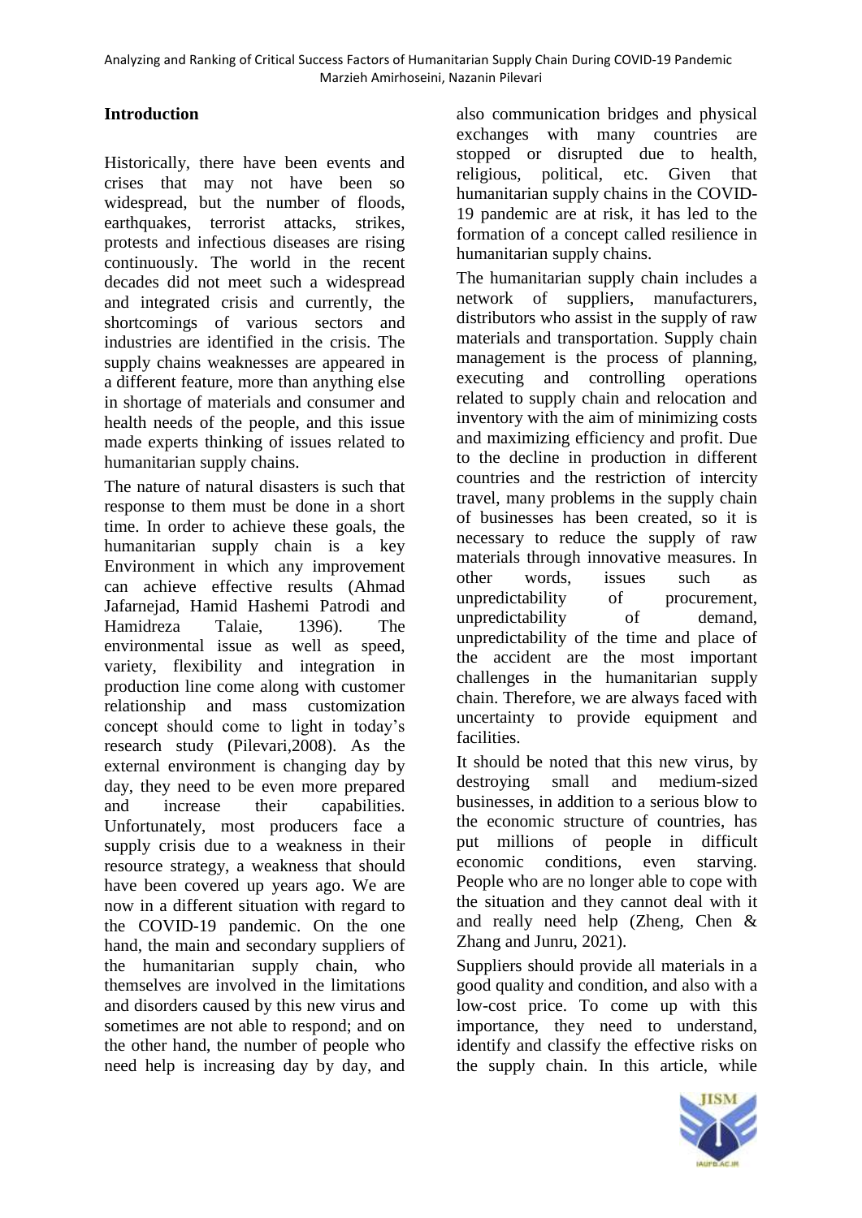## Introduction

Historically, there have been events and crises that may not have been so widespread, but the number of floods, earthquakes, terrorist attacks, strikes, protests and infectious diseases are rising continuously. The world in the recent decades did not meet such a widespread and integrated crisis and currently, the shortcomings of various sectors and industries are identified in the crisis. The supply chains weaknesses are appeared in a different feature, more than anything else in shortage of materials and consumer and health needs of the people, and this issue made experts thinking of issues related to humanitarian supply chains.

The nature of natural disasters is such that response to them must be done in a short time. In order to achieve these goals, the humanitarian supply chain is a key Environment in which any improvement can achieve effective results (Ahmad Jafarnejad, Hamid Hashemi Patrodi and Hamidreza Talaie, 1396). The environmental issue as well as speed, variety, flexibility and integration in production line come along with customer relationship and mass customization concept should come to light in today's research study (Pilevari,2008). As the external environment is changing day by day, they need to be even more prepared and increase their capabilities. Unfortunately, most producers face a supply crisis due to a weakness in their resource strategy, a weakness that should have been covered up years ago. We are now in a different situation with regard to the COVID-19 pandemic. On the one hand, the main and secondary suppliers of the humanitarian supply chain, who themselves are involved in the limitations and disorders caused by this new virus and sometimes are not able to respond; and on the other hand, the number of people who need help is increasing day by day, and also communication bridges and physical exchanges with many countries are stopped or disrupted due to health, religious, political, etc. Given that humanitarian supply chains in the COVID-19 pandemic are at risk, it has led to the formation of a concept called resilience in humanitarian supply chains.

The humanitarian supply chain includes a network of suppliers, manufacturers, distributors who assist in the supply of raw materials and transportation. Supply chain management is the process of planning, executing and controlling operations related to supply chain and relocation and inventory with the aim of minimizing costs and maximizing efficiency and profit. Due to the decline in production in different countries and the restriction of intercity travel, many problems in the supply chain of businesses has been created, so it is necessary to reduce the supply of raw materials through innovative measures. In other words, issues such as unpredictability of procurement, unpredictability of demand, unpredictability of the time and place of the accident are the most important challenges in the humanitarian supply chain. Therefore, we are always faced with uncertainty to provide equipment and facilities.

It should be noted that this new virus, by destroying small and medium-sized businesses, in addition to a serious blow to the economic structure of countries, has put millions of people in difficult economic conditions, even starving. People who are no longer able to cope with the situation and they cannot deal with it and really need help (Zheng, Chen & Zhang and Junru, 2021).

Suppliers should provide all materials in a good quality and condition, and also with a low-cost price. To come up with this importance, they need to understand, identify and classify the effective risks on the supply chain. In this article, while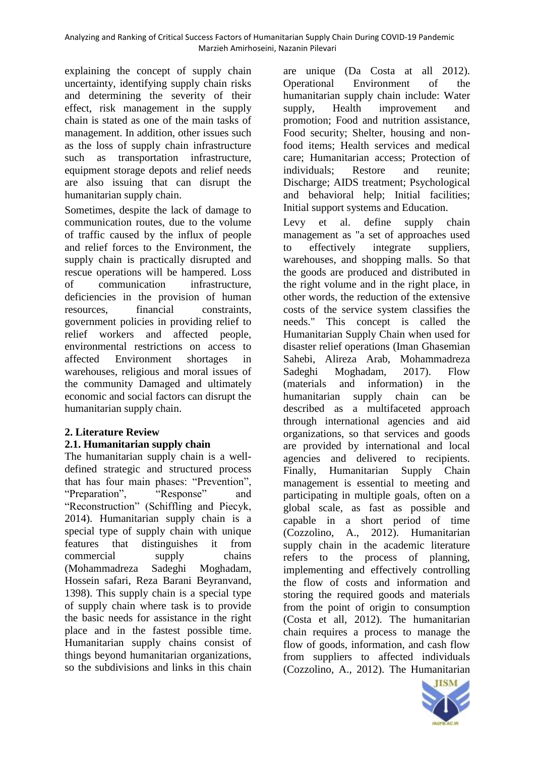explaining the concept of supply chain uncertainty, identifying supply chain risks and determining the severity of their effect, risk management in the supply chain is stated as one of the main tasks of management. In addition, other issues such as the loss of supply chain infrastructure such as transportation infrastructure, equipment storage depots and relief needs are also issuing that can disrupt the humanitarian supply chain.

Sometimes, despite the lack of damage to communication routes, due to the volume of traffic caused by the influx of people and relief forces to the Environment, the supply chain is practically disrupted and rescue operations will be hampered. Loss of communication infrastructure, deficiencies in the provision of human resources, financial constraints, government policies in providing relief to relief workers and affected people, environmental restrictions on access to affected Environment shortages in warehouses, religious and moral issues of the community Damaged and ultimately economic and social factors can disrupt the humanitarian supply chain.

## 2. Literature Review

### 2.1. Humanitarian supply chain

The humanitarian supply chain is a well-defined strategic and structured process that has four main phases: "Prevention", "Preparation", "Response" and "Reconstruction" (Schiffling and Piecyk, 2014). Humanitarian supply chain is a special type of supply chain with unique features that distinguishes it from commercial supply chains (Mohammadreza Sadeghi Moghadam, Hossein safari, Reza Barani Beyranvand, 1398). This supply chain is a special type of supply chain where task is to provide the basic needs for assistance in the right place and in the fastest possible time. Humanitarian supply chains consist of things beyond humanitarian organizations, so the subdivisions and links in this chain are unique (Da Costa at all 2012). Operational Environment of the humanitarian supply chain include: Water supply, Health improvement and promotion; Food and nutrition assistance, Food security; Shelter, housing and non-food items; Health services and medical care; Humanitarian access; Protection of individuals; Restore and reunite; Discharge; AIDS treatment; Psychological and behavioral help; Initial facilities; Initial support systems and Education.

Levy et al. define supply chain management as "a set of approaches used to effectively integrate suppliers, warehouses, and shopping malls. So that the goods are produced and distributed in the right volume and in the right place, in other words, the reduction of the extensive costs of the service system classifies the needs." This concept is called the Humanitarian Supply Chain when used for disaster relief operations (Iman Ghasemian Sahebi, Alireza Arab, Mohammadreza Sadeghi Moghadam, 2017). Flow (materials and information) in the humanitarian supply chain can be described as a multifaceted approach through international agencies and aid organizations, so that services and goods are provided by international and local agencies and delivered to recipients. Finally, Humanitarian Supply Chain management is essential to meeting and participating in multiple goals, often on a global scale, as fast as possible and capable in a short period of time (Cozzolino, A., 2012). Humanitarian supply chain in the academic literature refers to the process of planning, implementing and effectively controlling the flow of costs and information and storing the required goods and materials from the point of origin to consumption (Costa et all, 2012). The humanitarian chain requires a process to manage the flow of goods, information, and cash flow from suppliers to affected individuals (Cozzolino, A., 2012). The Humanitarian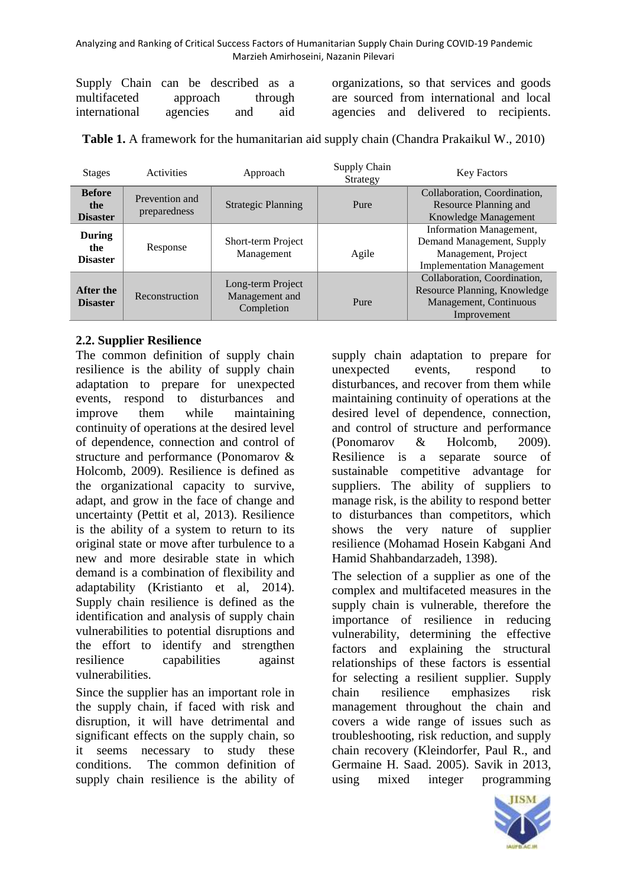Supply Chain can be described as a multifaceted approach through international agencies and aid organizations, so that services and goods are sourced from international and local agencies and delivered to recipients.

**Table 1.** A framework for the humanitarian aid supply chain (Chandra Prakaikul W., 2010)

| Stages | Activities | Approach | Supply Chain Strategy | Key Factors |
|---|---|---|---|---|
| **Before the Disaster** | Prevention and preparedness | Strategic Planning | Pure | Collaboration, Coordination, Resource Planning and Knowledge Management |
| **During the Disaster** | Response | Short-term Project Management | Agile | Information Management, Demand Management, Supply Management, Project Implementation Management |
| **After the Disaster** | Reconstruction | Long-term Project Management and Completion | Pure | Collaboration, Coordination, Resource Planning, Knowledge Management, Continuous Improvement |

### 2.2. Supplier Resilience

The common definition of supply chain resilience is the ability of supply chain adaptation to prepare for unexpected events, respond to disturbances and improve them while maintaining continuity of operations at the desired level of dependence, connection and control of structure and performance (Ponomarov & Holcomb, 2009). Resilience is defined as the organizational capacity to survive, adapt, and grow in the face of change and uncertainty (Pettit et al, 2013). Resilience is the ability of a system to return to its original state or move after turbulence to a new and more desirable state in which demand is a combination of flexibility and adaptability (Kristianto et al, 2014). Supply chain resilience is defined as the identification and analysis of supply chain vulnerabilities to potential disruptions and the effort to identify and strengthen resilience capabilities against vulnerabilities.

Since the supplier has an important role in the supply chain, if faced with risk and disruption, it will have detrimental and significant effects on the supply chain, so it seems necessary to study these conditions. The common definition of supply chain resilience is the ability of supply chain adaptation to prepare for unexpected events, respond to disturbances, and recover from them while maintaining continuity of operations at the desired level of dependence, connection, and control of structure and performance (Ponomarov & Holcomb, 2009). Resilience is a separate source of sustainable competitive advantage for suppliers. The ability of suppliers to manage risk, is the ability to respond better to disturbances than competitors, which shows the very nature of supplier resilience (Mohamad Hosein Kabgani And Hamid Shahbandarzadeh, 1398).

The selection of a supplier as one of the complex and multifaceted measures in the supply chain is vulnerable, therefore the importance of resilience in reducing vulnerability, determining the effective factors and explaining the structural relationships of these factors is essential for selecting a resilient supplier. Supply chain resilience emphasizes risk management throughout the chain and covers a wide range of issues such as troubleshooting, risk reduction, and supply chain recovery (Kleindorfer, Paul R., and Germaine H. Saad. 2005). Savik in 2013, using mixed integer programming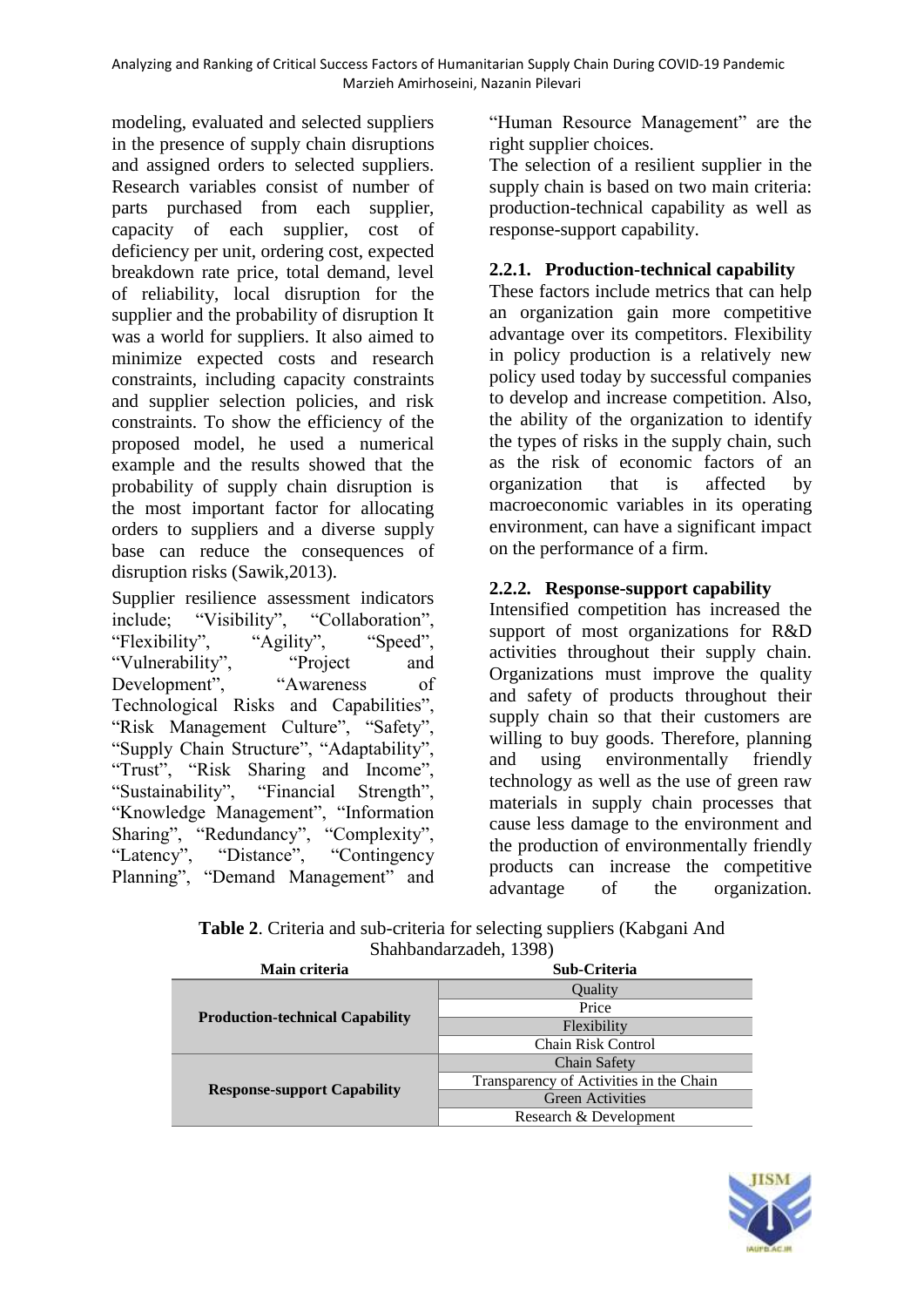modeling, evaluated and selected suppliers in the presence of supply chain disruptions and assigned orders to selected suppliers. Research variables consist of number of parts purchased from each supplier, capacity of each supplier, cost of deficiency per unit, ordering cost, expected breakdown rate price, total demand, level of reliability, local disruption for the supplier and the probability of disruption It was a world for suppliers. It also aimed to minimize expected costs and research constraints, including capacity constraints and supplier selection policies, and risk constraints. To show the efficiency of the proposed model, he used a numerical example and the results showed that the probability of supply chain disruption is the most important factor for allocating orders to suppliers and a diverse supply base can reduce the consequences of disruption risks (Sawik,2013).

Supplier resilience assessment indicators include; "Visibility", "Collaboration", "Flexibility", "Agility", "Speed", "Vulnerability", "Project and Development", "Awareness of Technological Risks and Capabilities", "Risk Management Culture", "Safety", "Supply Chain Structure", "Adaptability", "Trust", "Risk Sharing and Income", "Sustainability", "Financial Strength", "Knowledge Management", "Information Sharing", "Redundancy", "Complexity", "Latency", "Distance", "Contingency Planning", "Demand Management" and "Human Resource Management" are the right supplier choices.

The selection of a resilient supplier in the supply chain is based on two main criteria: production-technical capability as well as response-support capability.

### 2.2.1. Production-technical capability

These factors include metrics that can help an organization gain more competitive advantage over its competitors. Flexibility in policy production is a relatively new policy used today by successful companies to develop and increase competition. Also, the ability of the organization to identify the types of risks in the supply chain, such as the risk of economic factors of an organization that is affected by macroeconomic variables in its operating environment, can have a significant impact on the performance of a firm.

### 2.2.2. Response-support capability

Intensified competition has increased the support of most organizations for R&D activities throughout their supply chain. Organizations must improve the quality and safety of products throughout their supply chain so that their customers are willing to buy goods. Therefore, planning and using environmentally friendly technology as well as the use of green raw materials in supply chain processes that cause less damage to the environment and the production of environmentally friendly products can increase the competitive advantage of the organization.

**Table 2**. Criteria and sub-criteria for selecting suppliers (Kabgani And Shahbandarzadeh, 1398)

| Main criteria | Sub-Criteria |
|---|---|
| **Production-technical Capability** | Quality |
| | Price |
| | Flexibility |
| | Chain Risk Control |
| **Response-support Capability** | Chain Safety |
| | Transparency of Activities in the Chain |
| | Green Activities |
| | Research & Development |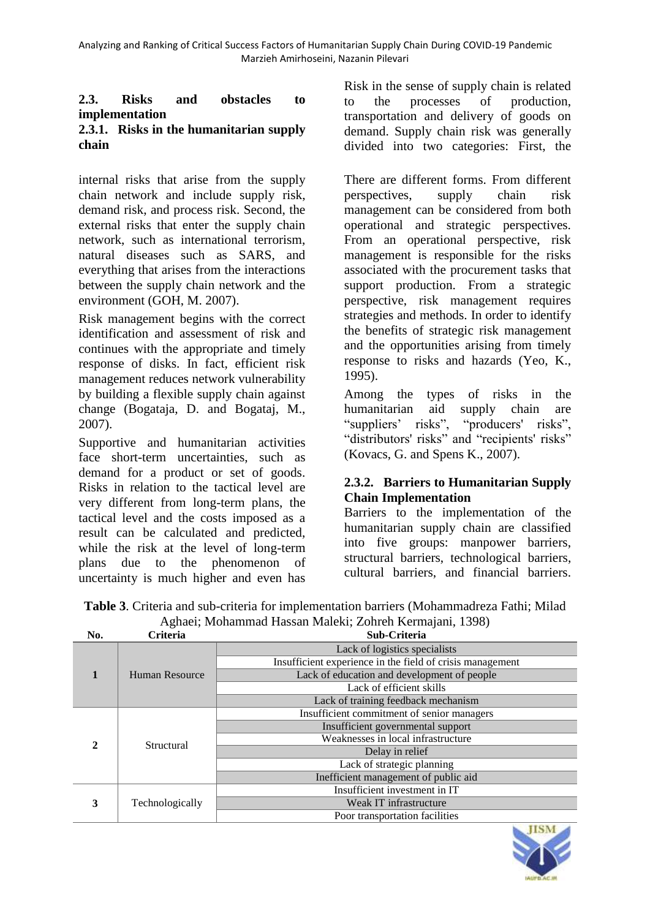### 2.3. Risks and obstacles to implementation

#### 2.3.1. Risks in the humanitarian supply chain

Risk in the sense of supply chain is related to the processes of production, transportation and delivery of goods on demand. Supply chain risk was generally divided into two categories: First, the internal risks that arise from the supply chain network and include supply risk, demand risk, and process risk. Second, the external risks that enter the supply chain network, such as international terrorism, natural diseases such as SARS, and everything that arises from the interactions between the supply chain network and the environment (GOH, M. 2007).

Risk management begins with the correct identification and assessment of risk and continues with the appropriate and timely response of disks. In fact, efficient risk management reduces network vulnerability by building a flexible supply chain against change (Bogataja, D. and Bogataj, M., 2007).

Supportive and humanitarian activities face short-term uncertainties, such as demand for a product or set of goods. Risks in relation to the tactical level are very different from long-term plans, the tactical level and the costs imposed as a result can be calculated and predicted, while the risk at the level of long-term plans due to the phenomenon of uncertainty is much higher and even has There are different forms. From different perspectives, supply chain risk management can be considered from both operational and strategic perspectives. From an operational perspective, risk management is responsible for the risks associated with the procurement tasks that support production. From a strategic perspective, risk management requires strategies and methods. In order to identify the benefits of strategic risk management and the opportunities arising from timely response to risks and hazards (Yeo, K., 1995).

Among the types of risks in the humanitarian aid supply chain are "suppliers' risks", "producers' risks", "distributors' risks" and "recipients' risks" (Kovacs, G. and Spens K., 2007).

#### 2.3.2. Barriers to Humanitarian Supply Chain Implementation

Barriers to the implementation of the humanitarian supply chain are classified into five groups: manpower barriers, structural barriers, technological barriers, cultural barriers, and financial barriers.

**Table 3**. Criteria and sub-criteria for implementation barriers (Mohammadreza Fathi; Milad Aghaei; Mohammad Hassan Maleki; Zohreh Kermajani, 1398)

| No. | Criteria | Sub-Criteria |
|---|---|---|
| 1 | Human Resource | Lack of logistics specialists |
| | | Insufficient experience in the field of crisis management |
| | | Lack of education and development of people |
| | | Lack of efficient skills |
| | | Lack of training feedback mechanism |
| 2 | Structural | Insufficient commitment of senior managers |
| | | Insufficient governmental support |
| | | Weaknesses in local infrastructure |
| | | Delay in relief |
| | | Lack of strategic planning |
| | | Inefficient management of public aid |
| 3 | Technologically | Insufficient investment in IT |
| | | Weak IT infrastructure |
| | | Poor transportation facilities |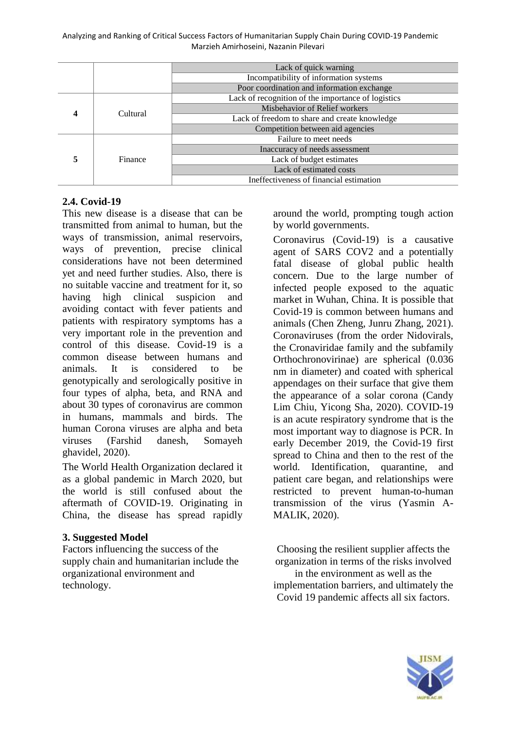| | | |
|---|---|---|
| | | Lack of quick warning |
| | | Incompatibility of information systems |
| | | Poor coordination and information exchange |
| **4** | Cultural | Lack of recognition of the importance of logistics |
| | | Misbehavior of Relief workers |
| | | Lack of freedom to share and create knowledge |
| | | Competition between aid agencies |
| **5** | Finance | Failure to meet needs |
| | | Inaccuracy of needs assessment |
| | | Lack of budget estimates |
| | | Lack of estimated costs |
| | | Ineffectiveness of financial estimation |

### 2.4. Covid-19

This new disease is a disease that can be transmitted from animal to human, but the ways of transmission, animal reservoirs, ways of prevention, precise clinical considerations have not been determined yet and need further studies. Also, there is no suitable vaccine and treatment for it, so having high clinical suspicion and avoiding contact with fever patients and patients with respiratory symptoms has a very important role in the prevention and control of this disease. Covid-19 is a common disease between humans and animals. It is considered to be genotypically and serologically positive in four types of alpha, beta, and RNA and about 30 types of coronavirus are common in humans, mammals and birds. The human Corona viruses are alpha and beta viruses (Farshid danesh, Somayeh ghavidel, 2020).

The World Health Organization declared it as a global pandemic in March 2020, but the world is still confused about the aftermath of COVID-19. Originating in China, the disease has spread rapidly around the world, prompting tough action by world governments.

Coronavirus (Covid-19) is a causative agent of SARS COV2 and a potentially fatal disease of global public health concern. Due to the large number of infected people exposed to the aquatic market in Wuhan, China. It is possible that Covid-19 is common between humans and animals (Chen Zheng, Junru Zhang, 2021). Coronaviruses (from the order Nidovirals, the Cronaviridae family and the subfamily Orthochronovirinae) are spherical (0.036 nm in diameter) and coated with spherical appendages on their surface that give them the appearance of a solar corona (Candy Lim Chiu, Yicong Sha, 2020). COVID-19 is an acute respiratory syndrome that is the most important way to diagnose is PCR. In early December 2019, the Covid-19 first spread to China and then to the rest of the world. Identification, quarantine, and patient care began, and relationships were restricted to prevent human-to-human transmission of the virus (Yasmin A-MALIK, 2020).

## 3. Suggested Model

Factors influencing the success of the supply chain and humanitarian include the organizational environment and technology.

Choosing the resilient supplier affects the organization in terms of the risks involved in the environment as well as the implementation barriers, and ultimately the Covid 19 pandemic affects all six factors.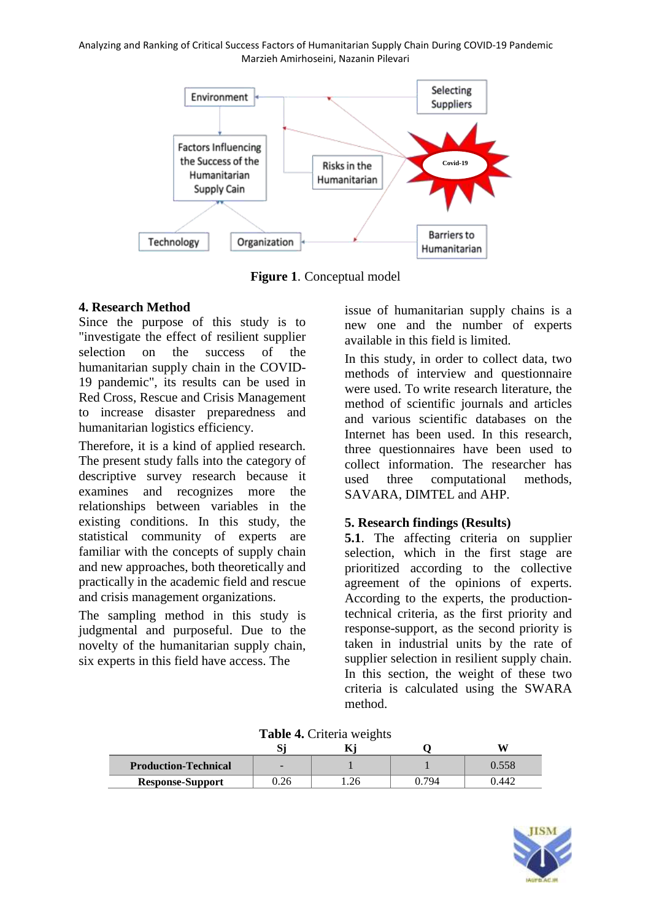**Figure 1**. Conceptual model

## 4. Research Method

Since the purpose of this study is to "investigate the effect of resilient supplier selection on the success of the humanitarian supply chain in the COVID-19 pandemic", its results can be used in Red Cross, Rescue and Crisis Management to increase disaster preparedness and humanitarian logistics efficiency.

Therefore, it is a kind of applied research. The present study falls into the category of descriptive survey research because it examines and recognizes more the relationships between variables in the existing conditions. In this study, the statistical community of experts are familiar with the concepts of supply chain and new approaches, both theoretically and practically in the academic field and rescue and crisis management organizations.

The sampling method in this study is judgmental and purposeful. Due to the novelty of the humanitarian supply chain, six experts in this field have access. The issue of humanitarian supply chains is a new one and the number of experts available in this field is limited.

In this study, in order to collect data, two methods of interview and questionnaire were used. To write research literature, the method of scientific journals and articles and various scientific databases on the Internet has been used. In this research, three questionnaires have been used to collect information. The researcher has used three computational methods, SAVARA, DIMTEL and AHP.

## 5. Research findings (Results)

**5.1**. The affecting criteria on supplier selection, which in the first stage are prioritized according to the collective agreement of the opinions of experts. According to the experts, the production-technical criteria, as the first priority and response-support, as the second priority is taken in industrial units by the rate of supplier selection in resilient supply chain. In this section, the weight of these two criteria is calculated using the SWARA method.

**Table 4.** Criteria weights

| | Sj | Kj | Q | W |
|---|---|---|---|---|
| **Production-Technical** | - | 1 | 1 | 0.558 |
| **Response-Support** | 0.26 | 1.26 | 0.794 | 0.442 |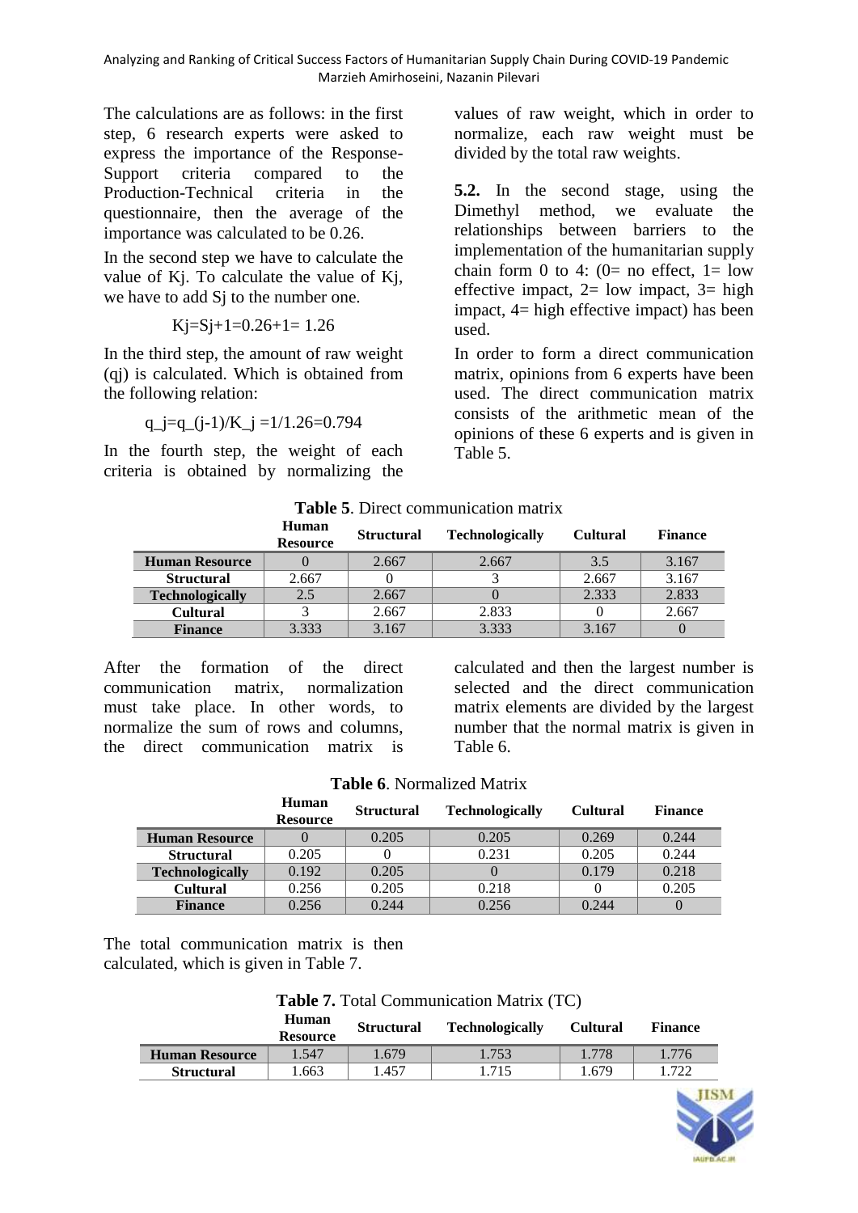The calculations are as follows: in the first step, 6 research experts were asked to express the importance of the Response-Support criteria compared to the Production-Technical criteria in the questionnaire, then the average of the importance was calculated to be 0.26.

In the second step we have to calculate the value of Kj. To calculate the value of Kj, we have to add Sj to the number one.

$$K_j=S_j+1=0.26+1= 1.26$$

In the third step, the amount of raw weight (qj) is calculated. Which is obtained from the following relation:

$$q_j=q_{(j-1)}/K_j =1/1.26=0.794$$

In the fourth step, the weight of each criteria is obtained by normalizing the values of raw weight, which in order to normalize, each raw weight must be divided by the total raw weights.

**5.2.** In the second stage, using the Dimethyl method, we evaluate the relationships between barriers to the implementation of the humanitarian supply chain form 0 to 4: (0= no effect, 1= low effective impact, 2= low impact, 3= high impact, 4= high effective impact) has been used.

In order to form a direct communication matrix, opinions from 6 experts have been used. The direct communication matrix consists of the arithmetic mean of the opinions of these 6 experts and is given in Table 5.

**Table 5**. Direct communication matrix

| | Human Resource | Structural | Technologically | Cultural | Finance |
|---|---|---|---|---|---|
| **Human Resource** | 0 | 2.667 | 2.667 | 3.5 | 3.167 |
| **Structural** | 2.667 | 0 | 3 | 2.667 | 3.167 |
| **Technologically** | 2.5 | 2.667 | 0 | 2.333 | 2.833 |
| **Cultural** | 3 | 2.667 | 2.833 | 0 | 2.667 |
| **Finance** | 3.333 | 3.167 | 3.333 | 3.167 | 0 |

After the formation of the direct communication matrix, normalization must take place. In other words, to normalize the sum of rows and columns, the direct communication matrix is calculated and then the largest number is selected and the direct communication matrix elements are divided by the largest number that the normal matrix is given in Table 6.

**Table 6**. Normalized Matrix

| | Human Resource | Structural | Technologically | Cultural | Finance |
|---|---|---|---|---|---|
| **Human Resource** | 0 | 0.205 | 0.205 | 0.269 | 0.244 |
| **Structural** | 0.205 | 0 | 0.231 | 0.205 | 0.244 |
| **Technologically** | 0.192 | 0.205 | 0 | 0.179 | 0.218 |
| **Cultural** | 0.256 | 0.205 | 0.218 | 0 | 0.205 |
| **Finance** | 0.256 | 0.244 | 0.256 | 0.244 | 0 |

The total communication matrix is then calculated, which is given in Table 7.

**Table 7.** Total Communication Matrix (TC)

| | Human Resource | Structural | Technologically | Cultural | Finance |
|---|---|---|---|---|---|
| **Human Resource** | 1.547 | 1.679 | 1.753 | 1.778 | 1.776 |
| **Structural** | 1.663 | 1.457 | 1.715 | 1.679 | 1.722 |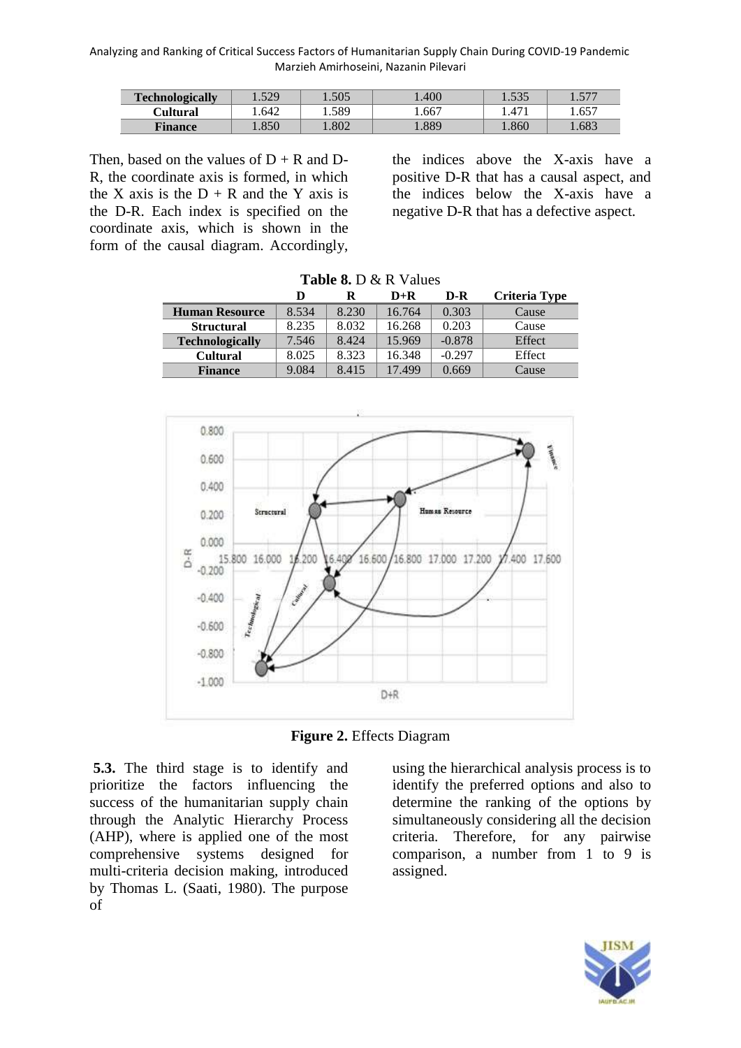| Technologically | 1.529 | 1.505 | 1.400 | 1.535 | 1.577 |
|---|---|---|---|---|---|
| Cultural | 1.642 | 1.589 | 1.667 | 1.471 | 1.657 |
| Finance | 1.850 | 1.802 | 1.889 | 1.860 | 1.683 |

Then, based on the values of D + R and D-R, the coordinate axis is formed, in which the X axis is the D + R and the Y axis is the D-R. Each index is specified on the coordinate axis, which is shown in the form of the causal diagram. Accordingly, the indices above the X-axis have a positive D-R that has a causal aspect, and the indices below the X-axis have a negative D-R that has a defective aspect.

**Table 8.** D & R Values

| | D | R | D+R | D-R | Criteria Type |
|---|---|---|---|---|---|
| **Human Resource** | 8.534 | 8.230 | 16.764 | 0.303 | Cause |
| **Structural** | 8.235 | 8.032 | 16.268 | 0.203 | Cause |
| **Technologically** | 7.546 | 8.424 | 15.969 | -0.878 | Effect |
| **Cultural** | 8.025 | 8.323 | 16.348 | -0.297 | Effect |
| **Finance** | 9.084 | 8.415 | 17.499 | 0.669 | Cause |

**Figure 2.** Effects Diagram

**5.3.** The third stage is to identify and prioritize the factors influencing the success of the humanitarian supply chain through the Analytic Hierarchy Process (AHP), where is applied one of the most comprehensive systems designed for multi-criteria decision making, introduced by Thomas L. (Saati, 1980). The purpose of using the hierarchical analysis process is to identify the preferred options and also to determine the ranking of the options by simultaneously considering all the decision criteria. Therefore, for any pairwise comparison, a number from 1 to 9 is assigned.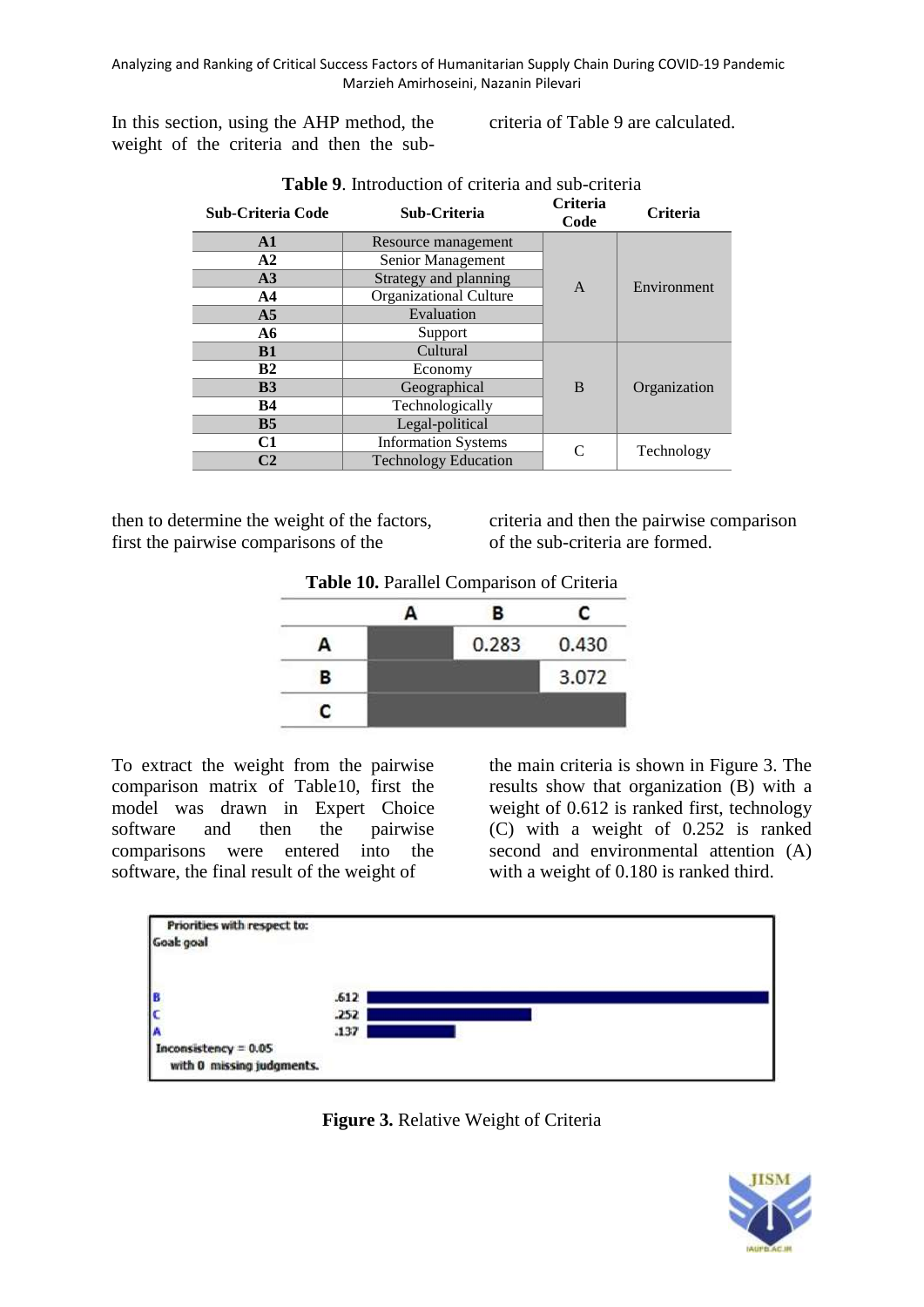In this section, using the AHP method, the weight of the criteria and then the sub-criteria of Table 9 are calculated.

**Table 9**. Introduction of criteria and sub-criteria

| Sub-Criteria Code | Sub-Criteria | Criteria Code | Criteria |
|---|---|---|---|
| **A1** | Resource management | A | Environment |
| **A2** | Senior Management | | |
| **A3** | Strategy and planning | | |
| **A4** | Organizational Culture | | |
| **A5** | Evaluation | | |
| **A6** | Support | | |
| **B1** | Cultural | B | Organization |
| **B2** | Economy | | |
| **B3** | Geographical | | |
| **B4** | Technologically | | |
| **B5** | Legal-political | | |
| **C1** | Information Systems | C | Technology |
| **C2** | Technology Education | | |

then to determine the weight of the factors, first the pairwise comparisons of the criteria and then the pairwise comparison of the sub-criteria are formed.

**Table 10.** Parallel Comparison of Criteria

| | A | B | C |
|---|---|---|---|
| **A** | | 0.283 | 0.430 |
| **B** | | | 3.072 |
| **C** | | | |

To extract the weight from the pairwise comparison matrix of Table10, first the model was drawn in Expert Choice software and then the pairwise comparisons were entered into the software, the final result of the weight of the main criteria is shown in Figure 3. The results show that organization (B) with a weight of 0.612 is ranked first, technology (C) with a weight of 0.252 is ranked second and environmental attention (A) with a weight of 0.180 is ranked third.

Priorities with respect to:
Goal: goal

| | |
|---|---|
| B | .612 |
| C | .252 |
| A | .137 |

Inconsistency = 0.05
with 0 missing judgments.

**Figure 3.** Relative Weight of Criteria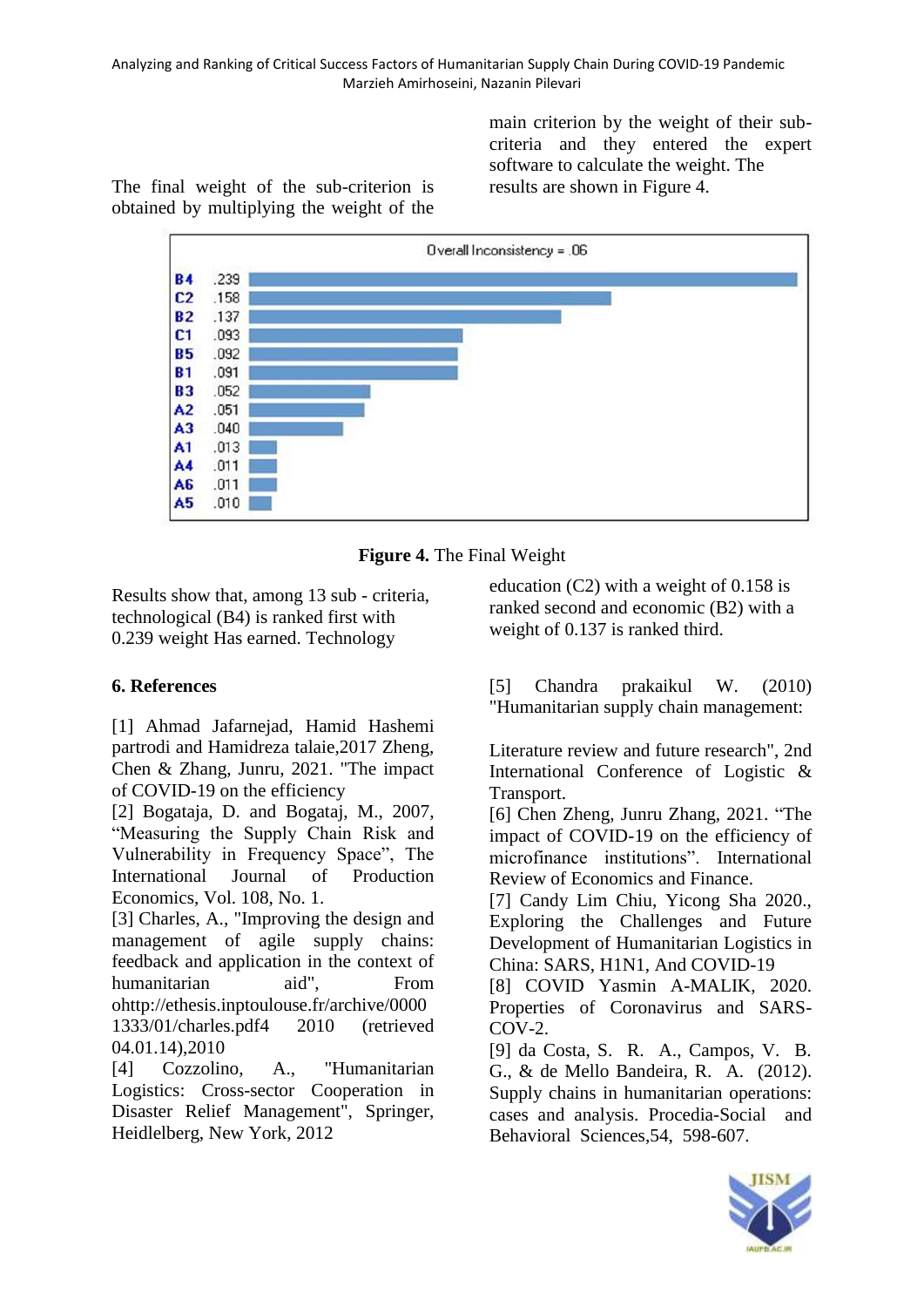The final weight of the sub-criterion is obtained by multiplying the weight of the main criterion by the weight of their sub-criteria and they entered the expert software to calculate the weight. The results are shown in Figure 4.

Overall Inconsistency = .06

| | |
|---|---|
| B4 | .239 |
| C2 | .158 |
| B2 | .137 |
| C1 | .093 |
| B5 | .092 |
| B1 | .091 |
| B3 | .052 |
| A2 | .051 |
| A3 | .040 |
| A1 | .013 |
| A4 | .011 |
| A6 | .011 |
| A5 | .010 |

**Figure 4.** The Final Weight

Results show that, among 13 sub - criteria, technological (B4) is ranked first with 0.239 weight Has earned. Technology education (C2) with a weight of 0.158 is ranked second and economic (B2) with a weight of 0.137 is ranked third.

## 6. References

[1] Ahmad Jafarnejad, Hamid Hashemi partrodi and Hamidreza talaie,2017 Zheng, Chen & Zhang, Junru, 2021. "The impact of COVID-19 on the efficiency

[2] Bogataja, D. and Bogataj, M., 2007, "Measuring the Supply Chain Risk and Vulnerability in Frequency Space", The International Journal of Production Economics, Vol. 108, No. 1.

[3] Charles, A., "Improving the design and management of agile supply chains: feedback and application in the context of humanitarian aid", From ohttp://ethesis.inptoulouse.fr/archive/0000 1333/01/charles.pdf4 2010 (retrieved 04.01.14),2010

[4] Cozzolino, A., "Humanitarian Logistics: Cross-sector Cooperation in Disaster Relief Management", Springer, Heidlelberg, New York, 2012

[5] Chandra prakaikul W. (2010) "Humanitarian supply chain management:

Literature review and future research", 2nd International Conference of Logistic & Transport.

[6] Chen Zheng, Junru Zhang, 2021. "The impact of COVID-19 on the efficiency of microfinance institutions". International Review of Economics and Finance.

[7] Candy Lim Chiu, Yicong Sha 2020., Exploring the Challenges and Future Development of Humanitarian Logistics in China: SARS, H1N1, And COVID-19

[8] COVID Yasmin A-MALIK, 2020. Properties of Coronavirus and SARS-COV-2.

[9] da Costa, S. R. A., Campos, V. B. G., & de Mello Bandeira, R. A. (2012). Supply chains in humanitarian operations: cases and analysis. Procedia-Social and Behavioral Sciences,54, 598-607.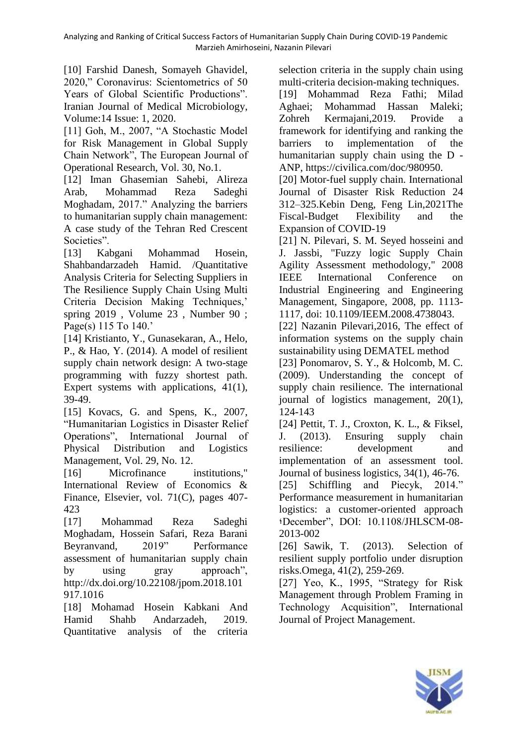[10] Farshid Danesh, Somayeh Ghavidel, 2020," Coronavirus: Scientometrics of 50 Years of Global Scientific Productions". Iranian Journal of Medical Microbiology, Volume:14 Issue: 1, 2020.

[11] Goh, M., 2007, "A Stochastic Model for Risk Management in Global Supply Chain Network", The European Journal of Operational Research, Vol. 30, No.1.

[12] Iman Ghasemian Sahebi, Alireza Arab, Mohammad Reza Sadeghi Moghadam, 2017." Analyzing the barriers to humanitarian supply chain management: A case study of the Tehran Red Crescent Societies".

[13] Kabgani Mohammad Hosein, Shahbandarzadeh Hamid. /Quantitative Analysis Criteria for Selecting Suppliers in The Resilience Supply Chain Using Multi Criteria Decision Making Techniques,' spring 2019 , Volume 23 , Number 90 ; Page(s) 115 To 140.'

[14] Kristianto, Y., Gunasekaran, A., Helo, P., & Hao, Y. (2014). A model of resilient supply chain network design: A two-stage programming with fuzzy shortest path. Expert systems with applications, 41(1), 39-49.

[15] Kovacs, G. and Spens, K., 2007, "Humanitarian Logistics in Disaster Relief Operations", International Journal of Physical Distribution and Logistics Management, Vol. 29, No. 12.

[16] Microfinance institutions," International Review of Economics & Finance, Elsevier, vol. 71(C), pages 407-423

[17] Mohammad Reza Sadeghi Moghadam, Hossein Safari, Reza Barani Beyranvand, 2019" Performance assessment of humanitarian supply chain by using gray approach", http://dx.doi.org/10.22108/jpom.2018.101917.1016

[18] Mohamad Hosein Kabkani And Hamid Shahb Andarzadeh, 2019. Quantitative analysis of the criteria selection criteria in the supply chain using multi-criteria decision-making techniques.

[19] Mohammad Reza Fathi; Milad Aghaei; Mohammad Hassan Maleki; Zohreh Kermajani,2019. Provide a framework for identifying and ranking the barriers to implementation of the humanitarian supply chain using the D - ANP, https://civilica.com/doc/980950.

[20] Motor-fuel supply chain. International Journal of Disaster Risk Reduction 24 312–325.Kebin Deng, Feng Lin,2021The Fiscal-Budget Flexibility and the Expansion of COVID-19

[21] N. Pilevari, S. M. Seyed hosseini and J. Jassbi, "Fuzzy logic Supply Chain Agility Assessment methodology," 2008 IEEE International Conference on Industrial Engineering and Engineering Management, Singapore, 2008, pp. 1113-1117, doi: 10.1109/IEEM.2008.4738043.

[22] Nazanin Pilevari,2016, The effect of information systems on the supply chain sustainability using DEMATEL method

[23] Ponomarov, S. Y., & Holcomb, M. C. (2009). Understanding the concept of supply chain resilience. The international journal of logistics management, 20(1), 124-143

[24] Pettit, T. J., Croxton, K. L., & Fiksel, J. (2013). Ensuring supply chain resilience: development and implementation of an assessment tool. Journal of business logistics, 34(1), 46-76.

[25] Schiffling and Piecyk, 2014." Performance measurement in humanitarian logistics: a customer-oriented approach ؛December", DOI: 10.1108/JHLSCM-08-2013-002

[26] Sawik, T. (2013). Selection of resilient supply portfolio under disruption risks.Omega, 41(2), 259-269.

[27] Yeo, K., 1995, "Strategy for Risk Management through Problem Framing in Technology Acquisition", International Journal of Project Management.